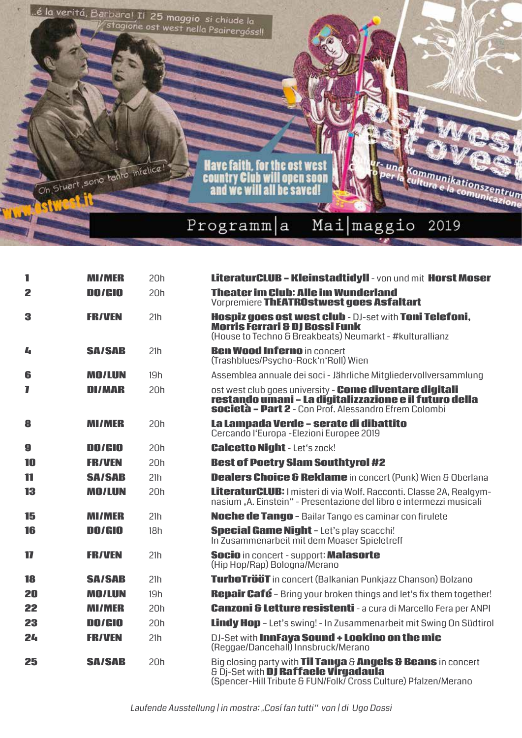..é la veritá, Barbara! Il 25 maggio si chiude la stagione ost west nella Psairergóss!!

Oh Stuart, sono tanto infelice!

Have faith, for the ost west country Club will open soon and we will all be saved!

www.ostwest.it

ost west
est oves

Kultur- und Kommunikationszentrum
Centro per la cultura e la comunicazione

# Programm|a Mai|maggio 2019

| | | | |
|---|---|---|---|
| **1** | **MI/MER** | 20h | **LiteraturCLUB – Kleinstadtidyll** - von und mit **Horst Moser** |
| **2** | **DO/GIO** | 20h | **Theater im Club: Alle im Wunderland**<br>Vorpremiere **ThEATROstwest goes Asfaltart** |
| **3** | **FR/VEN** | 21h | **Hospiz goes ost west club** - DJ-set with **Toni Telefoni, Morris Ferrari & DJ Bossi Funk**<br>(House to Techno & Breakbeats) Neumarkt - #kulturallianz |
| **4** | **SA/SAB** | 21h | **Ben Wood Inferno** in concert<br>(Trashblues/Psycho-Rock'n'Roll) Wien |
| **6** | **MO/LUN** | 19h | Assemblea annuale dei soci - Jährliche Mitgliedervollversammlung |
| **7** | **DI/MAR** | 20h | ost west club goes university - **Come diventare digitali restando umani – La digitalizzazione e il futuro della società – Part 2** - Con Prof. Alessandro Efrem Colombi |
| **8** | **MI/MER** | 20h | **La Lampada Verde – serate di dibattito**<br>Cercando l'Europa -Elezioni Europee 2019 |
| **9** | **DO/GIO** | 20h | **Calcetto Night** - Let's zock! |
| **10** | **FR/VEN** | 20h | **Best of Poetry Slam Southtyrol #2** |
| **11** | **SA/SAB** | 21h | **Dealers Choice & Reklame** in concert (Punk) Wien & Oberlana |
| **13** | **MO/LUN** | 20h | **LiteraturCLUB:** I misteri di via Wolf. Racconti. Classe 2A, Realgymnasium „A. Einstein" - Presentazione del libro e intermezzi musicali |
| **15** | **MI/MER** | 21h | **Noche de Tango** – Bailar Tango es caminar con firulete |
| **16** | **DO/GIO** | 18h | **Special Game Night** – Let's play scacchi!<br>In Zusammenarbeit mit dem Moaser Spieletreff |
| **17** | **FR/VEN** | 21h | **Socio** in concert - support: **Malasorte**<br>(Hip Hop/Rap) Bologna/Merano |
| **18** | **SA/SAB** | 21h | **TurboTröëT** in concert (Balkanian Punkjazz Chanson) Bolzano |
| **20** | **MO/LUN** | 19h | **Repair Café** – Bring your broken things and let's fix them together! |
| **22** | **MI/MER** | 20h | **Canzoni & Letture resistenti** - a cura di Marcello Fera per ANPI |
| **23** | **DO/GIO** | 20h | **Lindy Hop** – Let's swing! - In Zusammenarbeit mit Swing On Südtirol |
| **24** | **FR/VEN** | 21h | DJ-Set with **InnFaya Sound + Lookino on the mic**<br>(Reggae/Dancehall) Innsbruck/Merano |
| **25** | **SA/SAB** | 20h | Big closing party with **Til Tanga** & **Angels & Beans** in concert & Dj-Set with **DJ Raffaele Virgadaula**<br>(Spencer-Hill Tribute & FUN/Folk/ Cross Culture) Pfalzen/Merano |

*Laufende Ausstellung | in mostra: „Cosí fan tutti" von | di Ugo Dossi*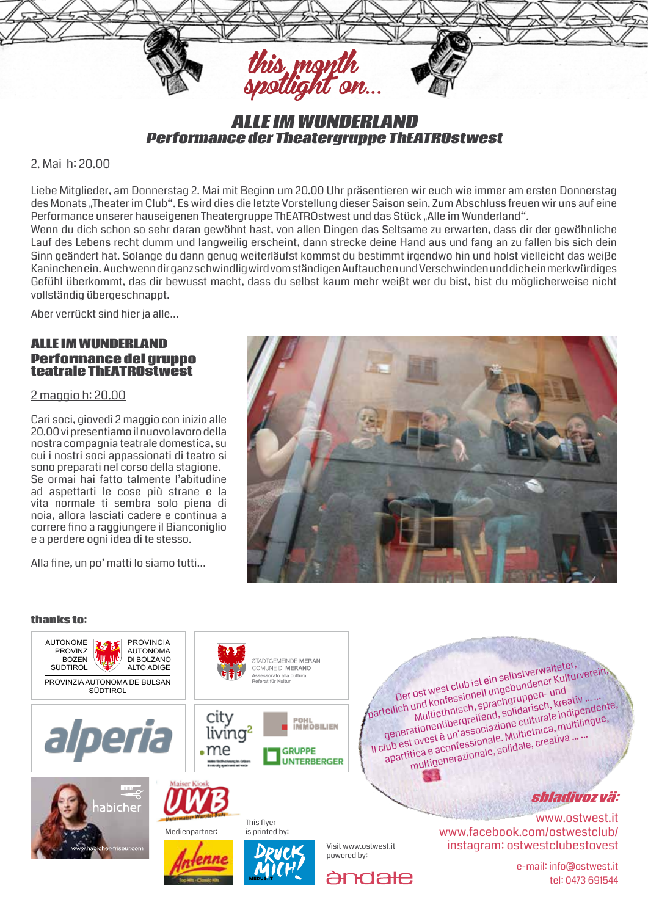*this month spotlight on...*

# ALLE IM WUNDERLAND
## Performance der Theatergruppe ThEATROstwest

2. Mai h: 20.00

Liebe Mitglieder, am Donnerstag 2. Mai mit Beginn um 20.00 Uhr präsentieren wir euch wie immer am ersten Donnerstag des Monats „Theater im Club". Es wird dies die letzte Vorstellung dieser Saison sein. Zum Abschluss freuen wir uns auf eine Performance unserer hauseigenen Theatergruppe ThEATROstwest und das Stück „Alle im Wunderland".
Wenn du dich schon so sehr daran gewöhnt hast, von allen Dingen das Seltsame zu erwarten, dass dir der gewöhnliche Lauf des Lebens recht dumm und langweilig erscheint, dann strecke deine Hand aus und fang an zu fallen bis sich dein Sinn geändert hat. Solange du dann genug weiterläufst kommst du bestimmt irgendwo hin und holst vielleicht das weiße Kaninchen ein. Auch wenn dir ganz schwindlig wird vom ständigen Auftauchen und Verschwinden und dich ein merkwürdiges Gefühl überkommt, das dir bewusst macht, dass du selbst kaum mehr weißt wer du bist, bist du möglicherweise nicht vollständig übergeschnappt.

Aber verrückt sind hier ja alle...

## ALLE IM WUNDERLAND
## Performance del gruppo teatrale ThEATROstwest

2 maggio h: 20.00

Cari soci, giovedì 2 maggio con inizio alle 20.00 vi presentiamo il nuovo lavoro della nostra compagnia teatrale domestica, su cui i nostri soci appassionati di teatro si sono preparati nel corso della stagione. Se ormai hai fatto talmente l'abitudine ad aspettarti le cose più strane e la vita normale ti sembra solo piena di noia, allora lasciati cadere e continua a correre fino a raggiungere il Bianconiglio e a perdere ogni idea di te stesso.

Alla fine, un po' matti lo siamo tutti...

**thanks to:**

AUTONOME PROVINZ BOZEN SÜDTIROL – PROVINCIA AUTONOMA DI BOLZANO ALTO ADIGE – PROVINZIA AUTONOMA DE BULSAN SÜDTIROL

STADTGEMEINDE MERAN – COMUNE DI MERANO – Assessorato alla cultura – Referat für Kultur

alperia

city living².me

POHL IMMOBILIEN

GRUPPE UNTERBERGER

habicher – www.habicher-friseur.com

Maiser Kiosk UWB

Medienpartner: Antenne

This flyer is printed by: Druck mich! MEDUS.IT

Visit www.ostwest.it powered by: andate

Der ost west club ist ein selbstverwalteter, parteilich und konfessionell ungebundener Kulturverein. Multiethnisch, sprachgruppen- und generationenübergreifend, solidarisch, kreativ ... ...
Il club est ovest è un'associazione culturale indipendente, apartitica e aconfessionale. Multietnica, multilingue, multigenerazionale, solidale, creativa ... ...

**sbladivoz vä:**

www.ostwest.it
www.facebook.com/ostwestclub/
instagram: ostwestclubestovest

e-mail: info@ostwest.it
tel: 0473 691544